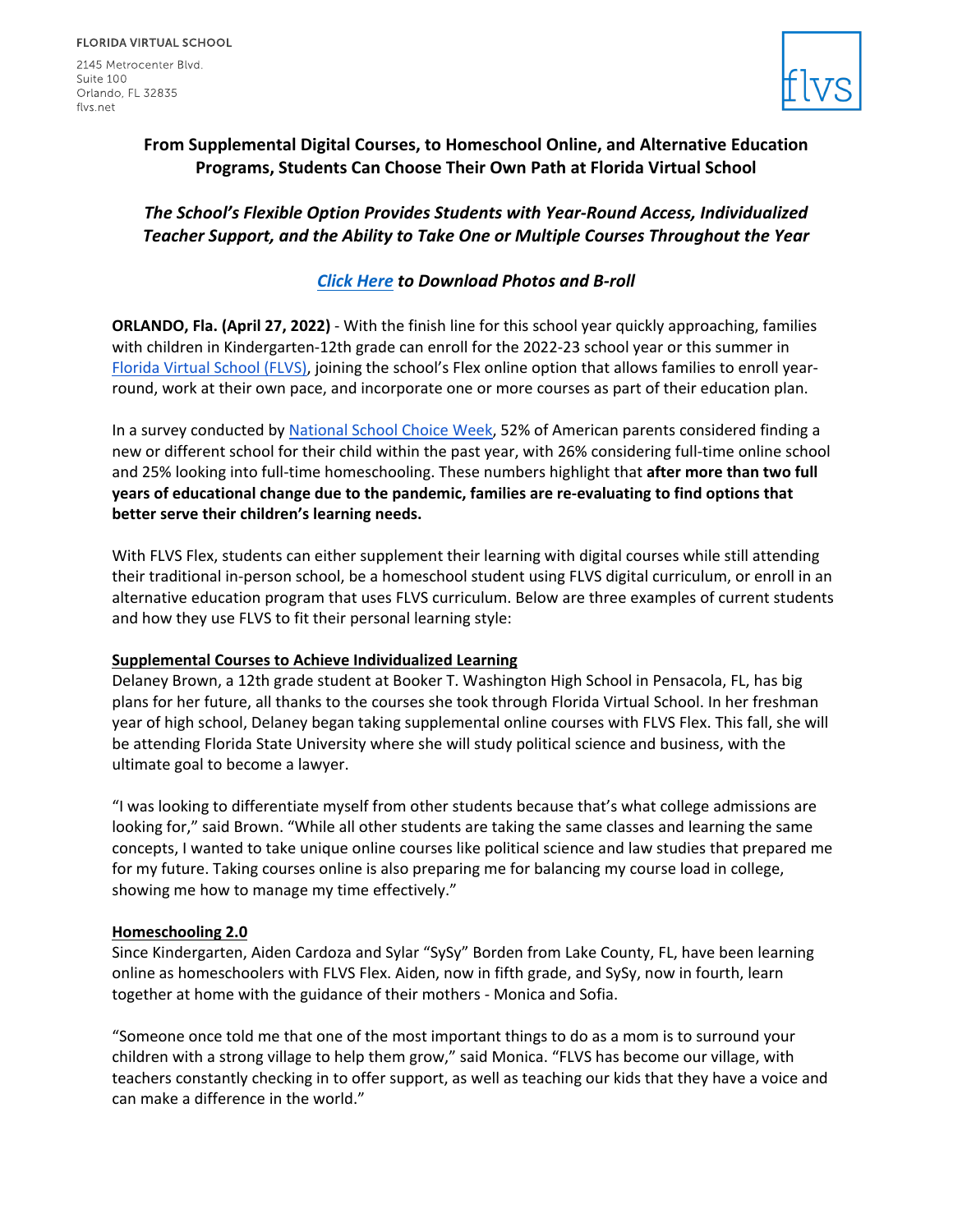FLORIDA VIRTUAL SCHOOL

2145 Metrocenter Blvd.
Suite 100
Orlando, FL 32835
flvs.net

flvs

## From Supplemental Digital Courses, to Homeschool Online, and Alternative Education Programs, Students Can Choose Their Own Path at Florida Virtual School

### *The School's Flexible Option Provides Students with Year-Round Access, Individualized Teacher Support, and the Ability to Take One or Multiple Courses Throughout the Year*

***Click Here** to Download Photos and B-roll*

**ORLANDO, Fla. (April 27, 2022)** - With the finish line for this school year quickly approaching, families with children in Kindergarten-12th grade can enroll for the 2022-23 school year or this summer in Florida Virtual School (FLVS), joining the school's Flex online option that allows families to enroll year-round, work at their own pace, and incorporate one or more courses as part of their education plan.

In a survey conducted by National School Choice Week, 52% of American parents considered finding a new or different school for their child within the past year, with 26% considering full-time online school and 25% looking into full-time homeschooling. These numbers highlight that **after more than two full years of educational change due to the pandemic, families are re-evaluating to find options that better serve their children's learning needs.**

With FLVS Flex, students can either supplement their learning with digital courses while still attending their traditional in-person school, be a homeschool student using FLVS digital curriculum, or enroll in an alternative education program that uses FLVS curriculum. Below are three examples of current students and how they use FLVS to fit their personal learning style:

**Supplemental Courses to Achieve Individualized Learning**

Delaney Brown, a 12th grade student at Booker T. Washington High School in Pensacola, FL, has big plans for her future, all thanks to the courses she took through Florida Virtual School. In her freshman year of high school, Delaney began taking supplemental online courses with FLVS Flex. This fall, she will be attending Florida State University where she will study political science and business, with the ultimate goal to become a lawyer.

"I was looking to differentiate myself from other students because that's what college admissions are looking for," said Brown. "While all other students are taking the same classes and learning the same concepts, I wanted to take unique online courses like political science and law studies that prepared me for my future. Taking courses online is also preparing me for balancing my course load in college, showing me how to manage my time effectively."

**Homeschooling 2.0**

Since Kindergarten, Aiden Cardoza and Sylar "SySy" Borden from Lake County, FL, have been learning online as homeschoolers with FLVS Flex. Aiden, now in fifth grade, and SySy, now in fourth, learn together at home with the guidance of their mothers - Monica and Sofia.

"Someone once told me that one of the most important things to do as a mom is to surround your children with a strong village to help them grow," said Monica. "FLVS has become our village, with teachers constantly checking in to offer support, as well as teaching our kids that they have a voice and can make a difference in the world."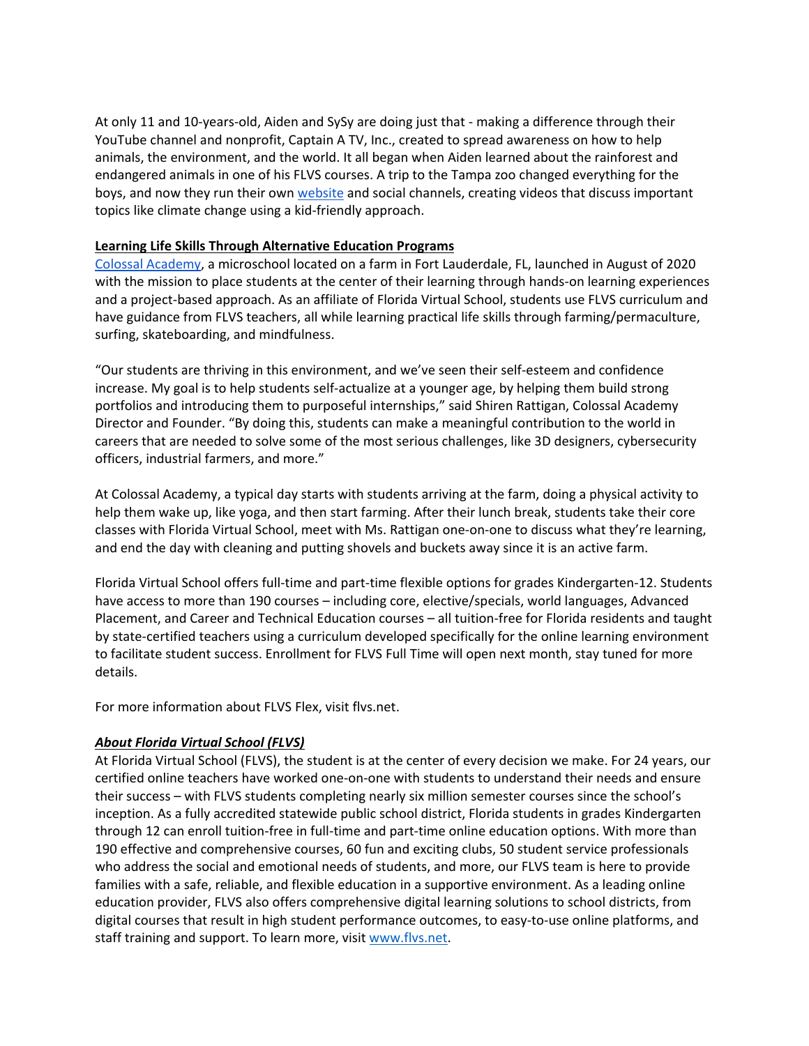At only 11 and 10-years-old, Aiden and SySy are doing just that - making a difference through their YouTube channel and nonprofit, Captain A TV, Inc., created to spread awareness on how to help animals, the environment, and the world. It all began when Aiden learned about the rainforest and endangered animals in one of his FLVS courses. A trip to the Tampa zoo changed everything for the boys, and now they run their own website and social channels, creating videos that discuss important topics like climate change using a kid-friendly approach.

**Learning Life Skills Through Alternative Education Programs**

Colossal Academy, a microschool located on a farm in Fort Lauderdale, FL, launched in August of 2020 with the mission to place students at the center of their learning through hands-on learning experiences and a project-based approach. As an affiliate of Florida Virtual School, students use FLVS curriculum and have guidance from FLVS teachers, all while learning practical life skills through farming/permaculture, surfing, skateboarding, and mindfulness.

"Our students are thriving in this environment, and we've seen their self-esteem and confidence increase. My goal is to help students self-actualize at a younger age, by helping them build strong portfolios and introducing them to purposeful internships," said Shiren Rattigan, Colossal Academy Director and Founder. "By doing this, students can make a meaningful contribution to the world in careers that are needed to solve some of the most serious challenges, like 3D designers, cybersecurity officers, industrial farmers, and more."

At Colossal Academy, a typical day starts with students arriving at the farm, doing a physical activity to help them wake up, like yoga, and then start farming. After their lunch break, students take their core classes with Florida Virtual School, meet with Ms. Rattigan one-on-one to discuss what they're learning, and end the day with cleaning and putting shovels and buckets away since it is an active farm.

Florida Virtual School offers full-time and part-time flexible options for grades Kindergarten-12. Students have access to more than 190 courses – including core, elective/specials, world languages, Advanced Placement, and Career and Technical Education courses – all tuition-free for Florida residents and taught by state-certified teachers using a curriculum developed specifically for the online learning environment to facilitate student success. Enrollment for FLVS Full Time will open next month, stay tuned for more details.

For more information about FLVS Flex, visit flvs.net.

***About Florida Virtual School (FLVS)***

At Florida Virtual School (FLVS), the student is at the center of every decision we make. For 24 years, our certified online teachers have worked one-on-one with students to understand their needs and ensure their success – with FLVS students completing nearly six million semester courses since the school's inception. As a fully accredited statewide public school district, Florida students in grades Kindergarten through 12 can enroll tuition-free in full-time and part-time online education options. With more than 190 effective and comprehensive courses, 60 fun and exciting clubs, 50 student service professionals who address the social and emotional needs of students, and more, our FLVS team is here to provide families with a safe, reliable, and flexible education in a supportive environment. As a leading online education provider, FLVS also offers comprehensive digital learning solutions to school districts, from digital courses that result in high student performance outcomes, to easy-to-use online platforms, and staff training and support. To learn more, visit www.flvs.net.